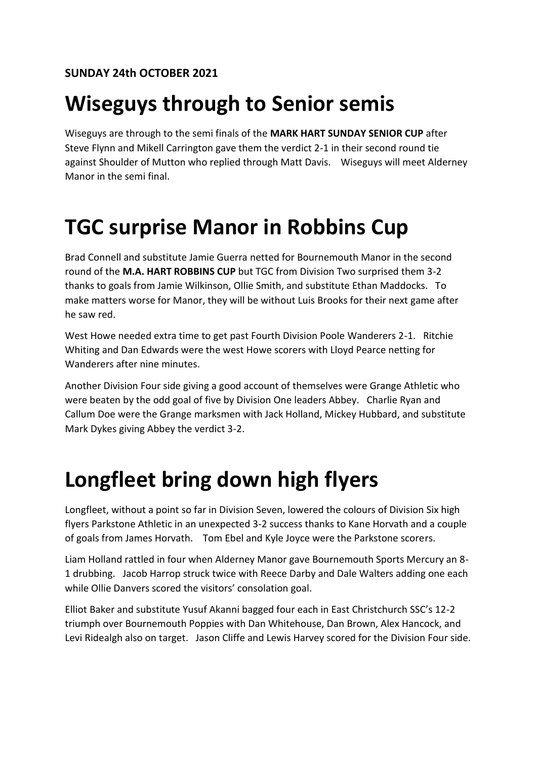**SUNDAY 24th OCTOBER 2021**

# Wiseguys through to Senior semis

Wiseguys are through to the semi finals of the **MARK HART SUNDAY SENIOR CUP** after Steve Flynn and Mikell Carrington gave them the verdict 2-1 in their second round tie against Shoulder of Mutton who replied through Matt Davis. Wiseguys will meet Alderney Manor in the semi final.

# TGC surprise Manor in Robbins Cup

Brad Connell and substitute Jamie Guerra netted for Bournemouth Manor in the second round of the **M.A. HART ROBBINS CUP** but TGC from Division Two surprised them 3-2 thanks to goals from Jamie Wilkinson, Ollie Smith, and substitute Ethan Maddocks. To make matters worse for Manor, they will be without Luis Brooks for their next game after he saw red.

West Howe needed extra time to get past Fourth Division Poole Wanderers 2-1. Ritchie Whiting and Dan Edwards were the west Howe scorers with Lloyd Pearce netting for Wanderers after nine minutes.

Another Division Four side giving a good account of themselves were Grange Athletic who were beaten by the odd goal of five by Division One leaders Abbey. Charlie Ryan and Callum Doe were the Grange marksmen with Jack Holland, Mickey Hubbard, and substitute Mark Dykes giving Abbey the verdict 3-2.

# Longfleet bring down high flyers

Longfleet, without a point so far in Division Seven, lowered the colours of Division Six high flyers Parkstone Athletic in an unexpected 3-2 success thanks to Kane Horvath and a couple of goals from James Horvath. Tom Ebel and Kyle Joyce were the Parkstone scorers.

Liam Holland rattled in four when Alderney Manor gave Bournemouth Sports Mercury an 8-1 drubbing. Jacob Harrop struck twice with Reece Darby and Dale Walters adding one each while Ollie Danvers scored the visitors' consolation goal.

Elliot Baker and substitute Yusuf Akanni bagged four each in East Christchurch SSC's 12-2 triumph over Bournemouth Poppies with Dan Whitehouse, Dan Brown, Alex Hancock, and Levi Ridealgh also on target. Jason Cliffe and Lewis Harvey scored for the Division Four side.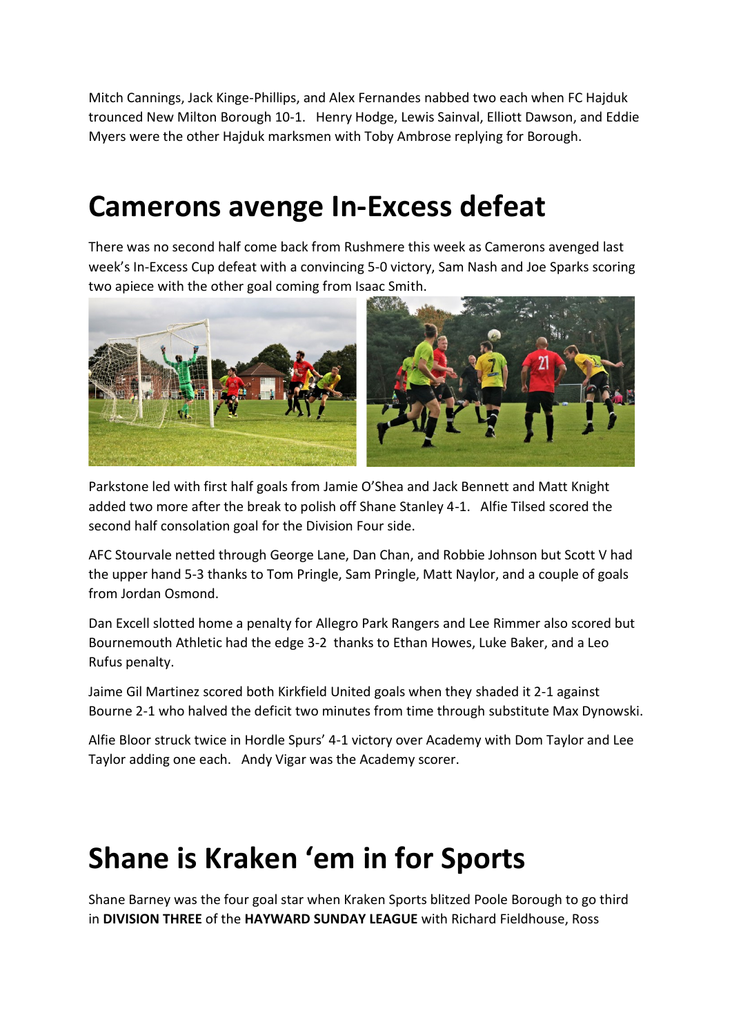Mitch Cannings, Jack Kinge-Phillips, and Alex Fernandes nabbed two each when FC Hajduk trounced New Milton Borough 10-1. Henry Hodge, Lewis Sainval, Elliott Dawson, and Eddie Myers were the other Hajduk marksmen with Toby Ambrose replying for Borough.

# Camerons avenge In-Excess defeat

There was no second half come back from Rushmere this week as Camerons avenged last week's In-Excess Cup defeat with a convincing 5-0 victory, Sam Nash and Joe Sparks scoring two apiece with the other goal coming from Isaac Smith.

Parkstone led with first half goals from Jamie O'Shea and Jack Bennett and Matt Knight added two more after the break to polish off Shane Stanley 4-1. Alfie Tilsed scored the second half consolation goal for the Division Four side.

AFC Stourvale netted through George Lane, Dan Chan, and Robbie Johnson but Scott V had the upper hand 5-3 thanks to Tom Pringle, Sam Pringle, Matt Naylor, and a couple of goals from Jordan Osmond.

Dan Excell slotted home a penalty for Allegro Park Rangers and Lee Rimmer also scored but Bournemouth Athletic had the edge 3-2 thanks to Ethan Howes, Luke Baker, and a Leo Rufus penalty.

Jaime Gil Martinez scored both Kirkfield United goals when they shaded it 2-1 against Bourne 2-1 who halved the deficit two minutes from time through substitute Max Dynowski.

Alfie Bloor struck twice in Hordle Spurs' 4-1 victory over Academy with Dom Taylor and Lee Taylor adding one each. Andy Vigar was the Academy scorer.

# Shane is Kraken 'em in for Sports

Shane Barney was the four goal star when Kraken Sports blitzed Poole Borough to go third in **DIVISION THREE** of the **HAYWARD SUNDAY LEAGUE** with Richard Fieldhouse, Ross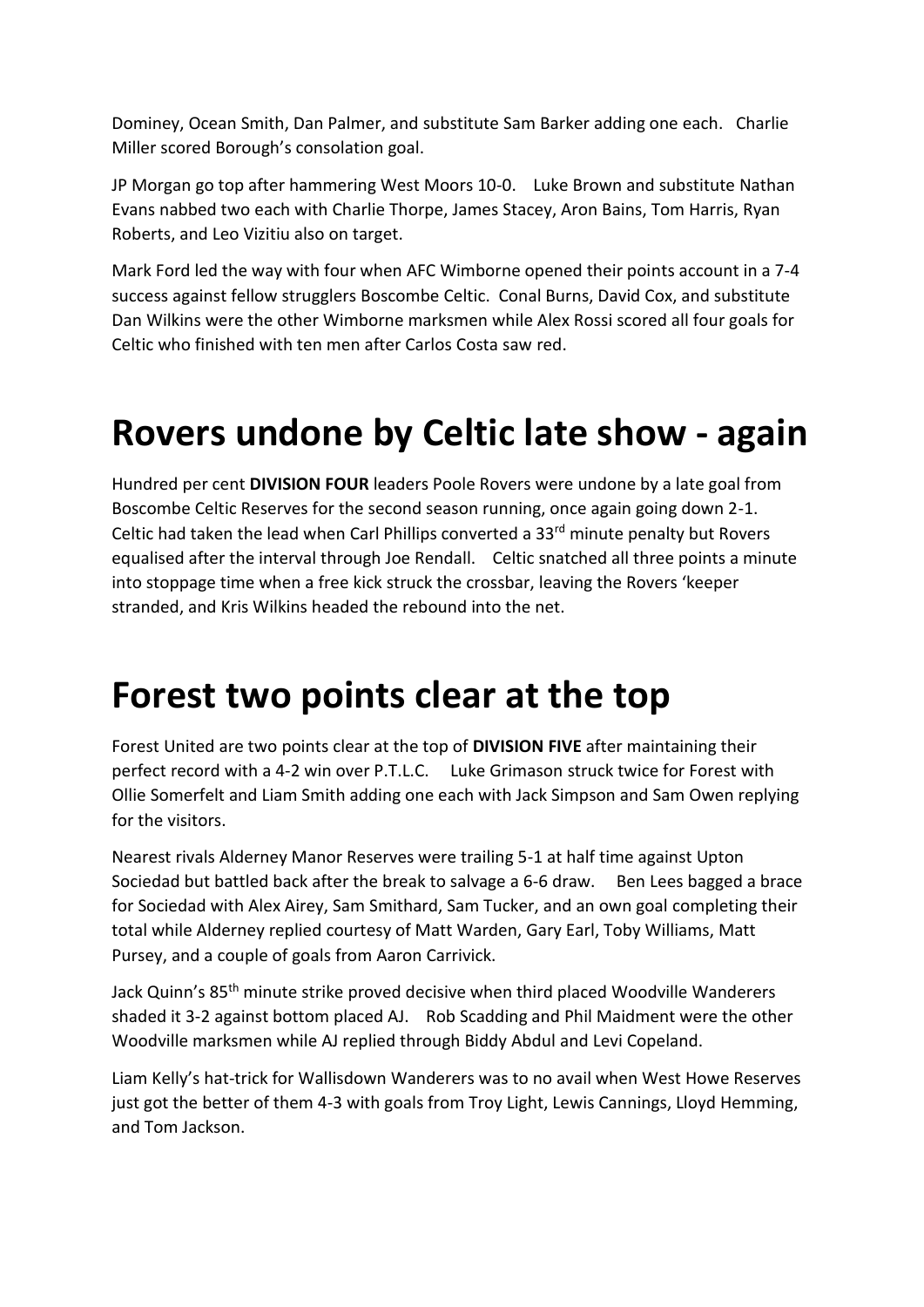Dominey, Ocean Smith, Dan Palmer, and substitute Sam Barker adding one each. Charlie Miller scored Borough's consolation goal.

JP Morgan go top after hammering West Moors 10-0. Luke Brown and substitute Nathan Evans nabbed two each with Charlie Thorpe, James Stacey, Aron Bains, Tom Harris, Ryan Roberts, and Leo Vizitiu also on target.

Mark Ford led the way with four when AFC Wimborne opened their points account in a 7-4 success against fellow strugglers Boscombe Celtic. Conal Burns, David Cox, and substitute Dan Wilkins were the other Wimborne marksmen while Alex Rossi scored all four goals for Celtic who finished with ten men after Carlos Costa saw red.

# Rovers undone by Celtic late show - again

Hundred per cent **DIVISION FOUR** leaders Poole Rovers were undone by a late goal from Boscombe Celtic Reserves for the second season running, once again going down 2-1. Celtic had taken the lead when Carl Phillips converted a 33rd minute penalty but Rovers equalised after the interval through Joe Rendall. Celtic snatched all three points a minute into stoppage time when a free kick struck the crossbar, leaving the Rovers 'keeper stranded, and Kris Wilkins headed the rebound into the net.

# Forest two points clear at the top

Forest United are two points clear at the top of **DIVISION FIVE** after maintaining their perfect record with a 4-2 win over P.T.L.C. Luke Grimason struck twice for Forest with Ollie Somerfelt and Liam Smith adding one each with Jack Simpson and Sam Owen replying for the visitors.

Nearest rivals Alderney Manor Reserves were trailing 5-1 at half time against Upton Sociedad but battled back after the break to salvage a 6-6 draw. Ben Lees bagged a brace for Sociedad with Alex Airey, Sam Smithard, Sam Tucker, and an own goal completing their total while Alderney replied courtesy of Matt Warden, Gary Earl, Toby Williams, Matt Pursey, and a couple of goals from Aaron Carrivick.

Jack Quinn's 85th minute strike proved decisive when third placed Woodville Wanderers shaded it 3-2 against bottom placed AJ. Rob Scadding and Phil Maidment were the other Woodville marksmen while AJ replied through Biddy Abdul and Levi Copeland.

Liam Kelly's hat-trick for Wallisdown Wanderers was to no avail when West Howe Reserves just got the better of them 4-3 with goals from Troy Light, Lewis Cannings, Lloyd Hemming, and Tom Jackson.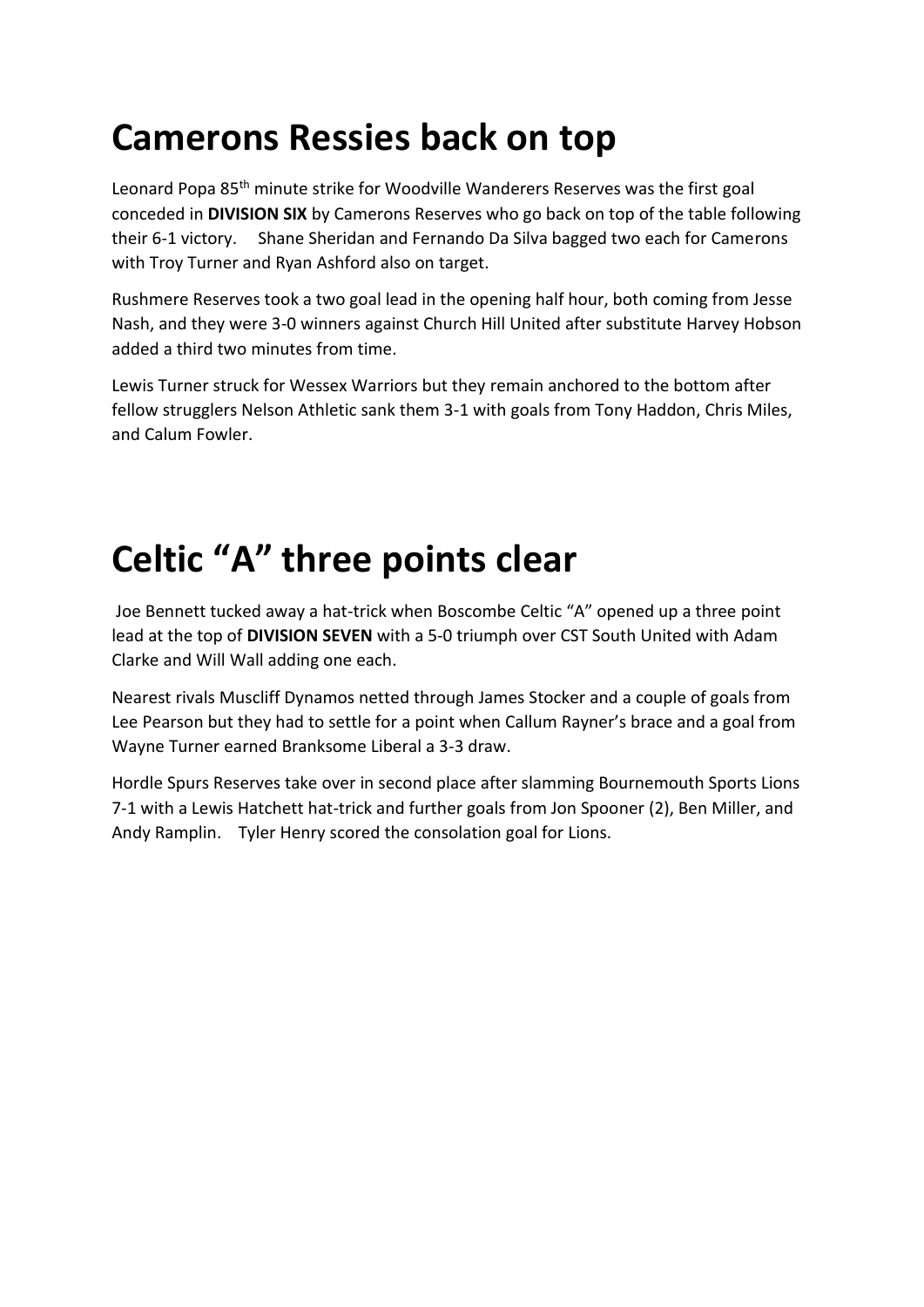# Camerons Ressies back on top

Leonard Popa 85th minute strike for Woodville Wanderers Reserves was the first goal conceded in **DIVISION SIX** by Camerons Reserves who go back on top of the table following their 6-1 victory. Shane Sheridan and Fernando Da Silva bagged two each for Camerons with Troy Turner and Ryan Ashford also on target.

Rushmere Reserves took a two goal lead in the opening half hour, both coming from Jesse Nash, and they were 3-0 winners against Church Hill United after substitute Harvey Hobson added a third two minutes from time.

Lewis Turner struck for Wessex Warriors but they remain anchored to the bottom after fellow strugglers Nelson Athletic sank them 3-1 with goals from Tony Haddon, Chris Miles, and Calum Fowler.

# Celtic "A" three points clear

Joe Bennett tucked away a hat-trick when Boscombe Celtic "A" opened up a three point lead at the top of **DIVISION SEVEN** with a 5-0 triumph over CST South United with Adam Clarke and Will Wall adding one each.

Nearest rivals Muscliff Dynamos netted through James Stocker and a couple of goals from Lee Pearson but they had to settle for a point when Callum Rayner's brace and a goal from Wayne Turner earned Branksome Liberal a 3-3 draw.

Hordle Spurs Reserves take over in second place after slamming Bournemouth Sports Lions 7-1 with a Lewis Hatchett hat-trick and further goals from Jon Spooner (2), Ben Miller, and Andy Ramplin. Tyler Henry scored the consolation goal for Lions.